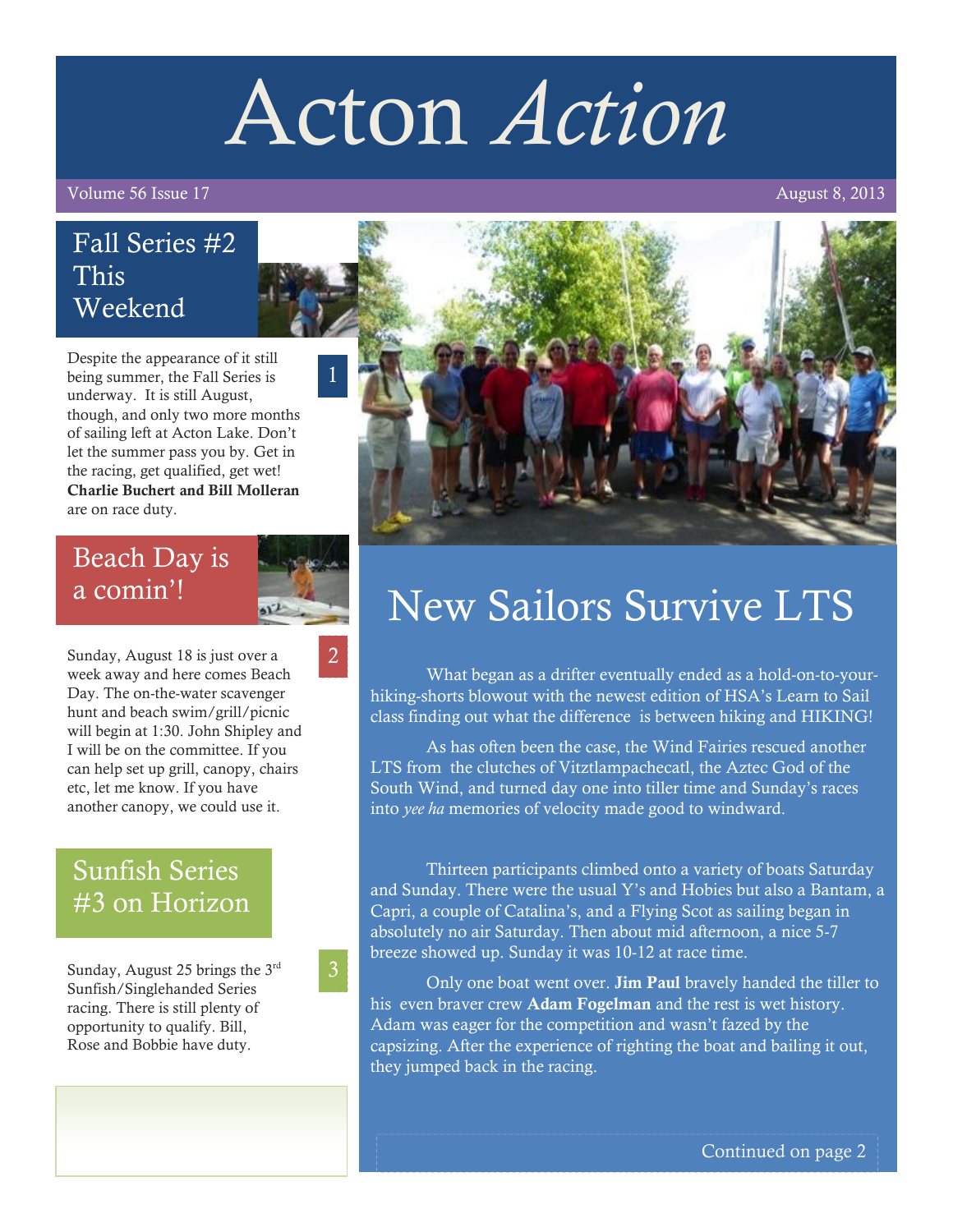# Acton *Action*

Volume 56 Issue 17 — August 8, 2013

## Fall Series #2 This Weekend

Despite the appearance of it still being summer, the Fall Series is underway. It is still August, though, and only two more months of sailing left at Acton Lake. Don't let the summer pass you by. Get in the racing, get qualified, get wet! **Charlie Buchert and Bill Molleran** are on race duty.

## Beach Day is a comin'!

Sunday, August 18 is just over a week away and here comes Beach Day. The on-the-water scavenger hunt and beach swim/grill/picnic will begin at 1:30. John Shipley and I will be on the committee. If you can help set up grill, canopy, chairs etc, let me know. If you have another canopy, we could use it.

## Sunfish Series #3 on Horizon

Sunday, August 25 brings the 3rd Sunfish/Singlehanded Series racing. There is still plenty of opportunity to qualify. Bill, Rose and Bobbie have duty.

# New Sailors Survive LTS

What began as a drifter eventually ended as a hold-on-to-your-hiking-shorts blowout with the newest edition of HSA's Learn to Sail class finding out what the difference is between hiking and HIKING!

As has often been the case, the Wind Fairies rescued another LTS from the clutches of Vitztlampachecatl, the Aztec God of the South Wind, and turned day one into tiller time and Sunday's races into *yee ha* memories of velocity made good to windward.

Thirteen participants climbed onto a variety of boats Saturday and Sunday. There were the usual Y's and Hobies but also a Bantam, a Capri, a couple of Catalina's, and a Flying Scot as sailing began in absolutely no air Saturday. Then about mid afternoon, a nice 5-7 breeze showed up. Sunday it was 10-12 at race time.

Only one boat went over. **Jim Paul** bravely handed the tiller to his even braver crew **Adam Fogelman** and the rest is wet history. Adam was eager for the competition and wasn't fazed by the capsizing. After the experience of righting the boat and bailing it out, they jumped back in the racing.

Continued on page 2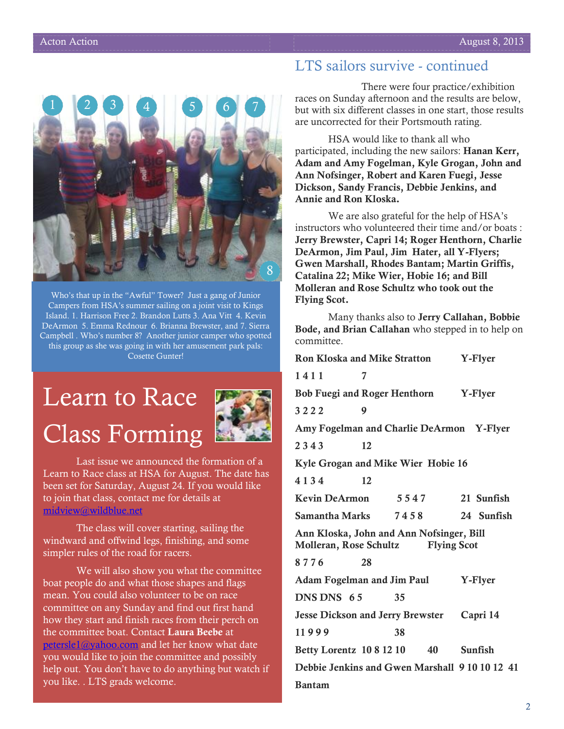Who's that up in the "Awful" Tower? Just a gang of Junior Campers from HSA's summer sailing on a joint visit to Kings Island. 1. Harrison Free 2. Brandon Lutts 3. Ana Vitt 4. Kevin DeArmon 5. Emma Rednour 6. Brianna Brewster, and 7. Sierra Campbell . Who's number 8? Another junior camper who spotted this group as she was going in with her amusement park pals: Cosette Gunter!

# Learn to Race Class Forming

Last issue we announced the formation of a Learn to Race class at HSA for August. The date has been set for Saturday, August 24. If you would like to join that class, contact me for details at midview@wildblue.net

The class will cover starting, sailing the windward and offwind legs, finishing, and some simpler rules of the road for racers.

We will also show you what the committee boat people do and what those shapes and flags mean. You could also volunteer to be on race committee on any Sunday and find out first hand how they start and finish races from their perch on the committee boat. Contact **Laura Beebe** at peterslel@yahoo.com and let her know what date you would like to join the committee and possibly help out. You don't have to do anything but watch if you like. . LTS grads welcome.

## LTS sailors survive - continued

There were four practice/exhibition races on Sunday afternoon and the results are below, but with six different classes in one start, those results are uncorrected for their Portsmouth rating.

HSA would like to thank all who participated, including the new sailors: **Hanan Kerr, Adam and Amy Fogelman, Kyle Grogan, John and Ann Nofsinger, Robert and Karen Fuegi, Jesse Dickson, Sandy Francis, Debbie Jenkins, and Annie and Ron Kloska.**

We are also grateful for the help of HSA's instructors who volunteered their time and/or boats : **Jerry Brewster, Capri 14; Roger Henthorn, Charlie DeArmon, Jim Paul, Jim Hater, all Y-Flyers; Gwen Marshall, Rhodes Bantam; Martin Griffis, Catalina 22; Mike Wier, Hobie 16; and Bill Molleran and Rose Schultz who took out the Flying Scot.**

Many thanks also to **Jerry Callahan, Bobbie Bode, and Brian Callahan** who stepped in to help on committee.

**Ron Kloska and Mike Stratton** **Y-Flyer**
**1 4 1 1** **7**

**Bob Fuegi and Roger Henthorn** **Y-Flyer**
**3 2 2 2** **9**

**Amy Fogelman and Charlie DeArmon** **Y-Flyer**
**2 3 4 3** **12**

**Kyle Grogan and Mike Wier** **Hobie 16**
**4 1 3 4** **12**

**Kevin DeArmon** **5 5 4 7** **21** **Sunfish**

**Samantha Marks** **7 4 5 8** **24** **Sunfish**

**Ann Kloska, John and Ann Nofsinger, Bill Molleran, Rose Schultz** **Flying Scot**
**8 7 7 6** **28**

**Adam Fogelman and Jim Paul** **Y-Flyer**
**DNS DNS 6 5** **35**

**Jesse Dickson and Jerry Brewster** **Capri 14**
**11 9 9 9** **38**

**Betty Lorentz 10 8 12 10** **40** **Sunfish**

**Debbie Jenkins and Gwen Marshall 9 10 10 12 41**
**Bantam**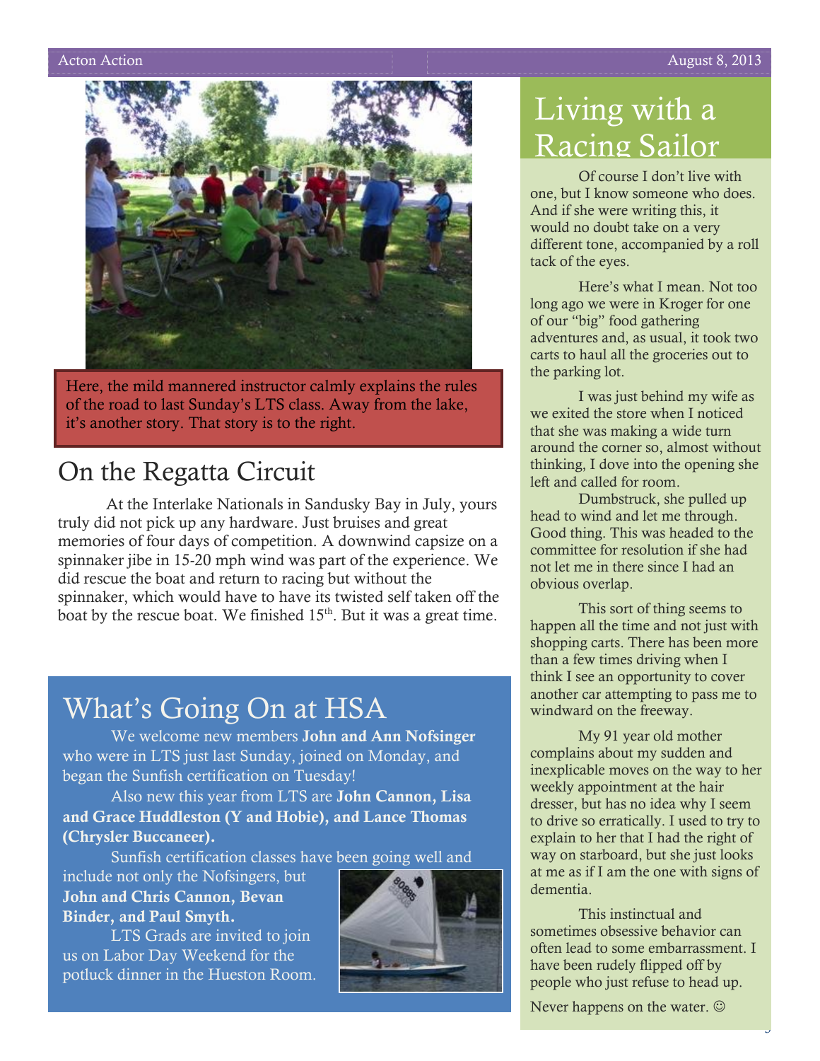Here, the mild mannered instructor calmly explains the rules of the road to last Sunday's LTS class. Away from the lake, it's another story. That story is to the right.

## On the Regatta Circuit

At the Interlake Nationals in Sandusky Bay in July, yours truly did not pick up any hardware. Just bruises and great memories of four days of competition. A downwind capsize on a spinnaker jibe in 15-20 mph wind was part of the experience. We did rescue the boat and return to racing but without the spinnaker, which would have to have its twisted self taken off the boat by the rescue boat. We finished 15th. But it was a great time.

## What's Going On at HSA

We welcome new members **John and Ann Nofsinger** who were in LTS just last Sunday, joined on Monday, and began the Sunfish certification on Tuesday!

Also new this year from LTS are **John Cannon, Lisa and Grace Huddleston (Y and Hobie), and Lance Thomas (Chrysler Buccaneer).**

Sunfish certification classes have been going well and include not only the Nofsingers, but **John and Chris Cannon, Bevan Binder, and Paul Smyth.**

LTS Grads are invited to join us on Labor Day Weekend for the potluck dinner in the Hueston Room.

## Living with a Racing Sailor

Of course I don't live with one, but I know someone who does. And if she were writing this, it would no doubt take on a very different tone, accompanied by a roll tack of the eyes.

Here's what I mean. Not too long ago we were in Kroger for one of our "big" food gathering adventures and, as usual, it took two carts to haul all the groceries out to the parking lot.

I was just behind my wife as we exited the store when I noticed that she was making a wide turn around the corner so, almost without thinking, I dove into the opening she left and called for room.

Dumbstruck, she pulled up head to wind and let me through. Good thing. This was headed to the committee for resolution if she had not let me in there since I had an obvious overlap.

This sort of thing seems to happen all the time and not just with shopping carts. There has been more than a few times driving when I think I see an opportunity to cover another car attempting to pass me to windward on the freeway.

My 91 year old mother complains about my sudden and inexplicable moves on the way to her weekly appointment at the hair dresser, but has no idea why I seem to drive so erratically. I used to try to explain to her that I had the right of way on starboard, but she just looks at me as if I am the one with signs of dementia.

This instinctual and sometimes obsessive behavior can often lead to some embarrassment. I have been rudely flipped off by people who just refuse to head up.

Never happens on the water. ☺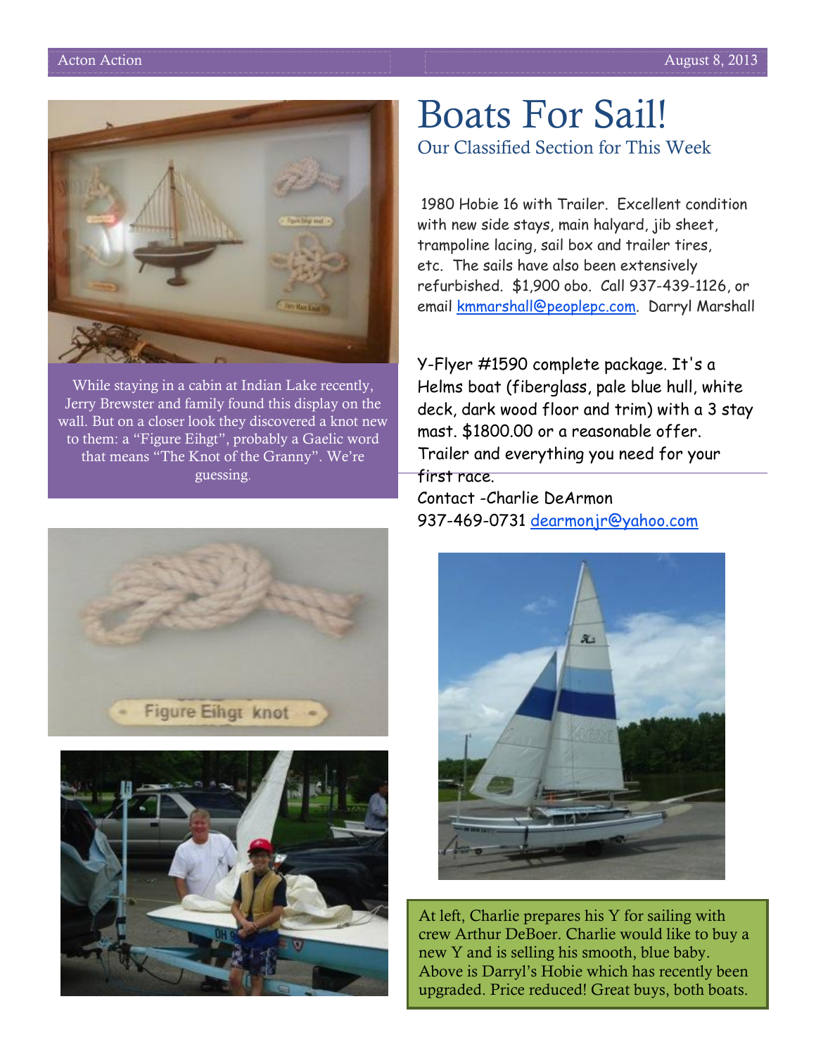While staying in a cabin at Indian Lake recently, Jerry Brewster and family found this display on the wall. But on a closer look they discovered a knot new to them: a "Figure Eihgt", probably a Gaelic word that means "The Knot of the Granny". We're guessing.

# Boats For Sail!

## Our Classified Section for This Week

1980 Hobie 16 with Trailer. Excellent condition with new side stays, main halyard, jib sheet, trampoline lacing, sail box and trailer tires, etc. The sails have also been extensively refurbished. $1,900 obo. Call 937-439-1126, or email kmmarshall@peoplepc.com. Darryl Marshall

Y-Flyer #1590 complete package. It's a Helms boat (fiberglass, pale blue hull, white deck, dark wood floor and trim) with a 3 stay mast. $1800.00 or a reasonable offer. Trailer and everything you need for your first race.
Contact -Charlie DeArmon
937-469-0731 dearmonjr@yahoo.com

At left, Charlie prepares his Y for sailing with crew Arthur DeBoer. Charlie would like to buy a new Y and is selling his smooth, blue baby. Above is Darryl's Hobie which has recently been upgraded. Price reduced! Great buys, both boats.